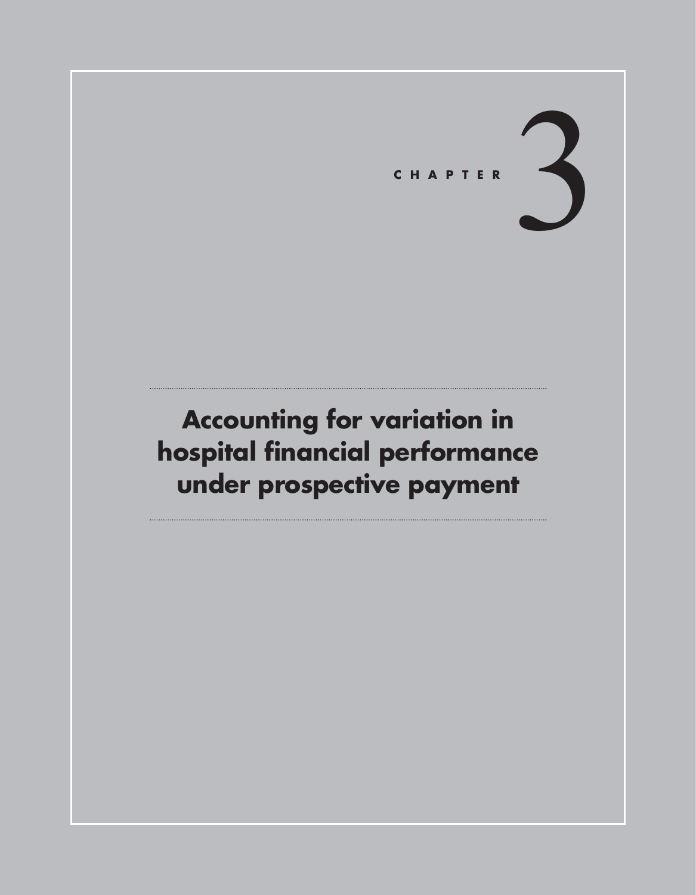# CHAPTER 3

## Accounting for variation in hospital financial performance under prospective payment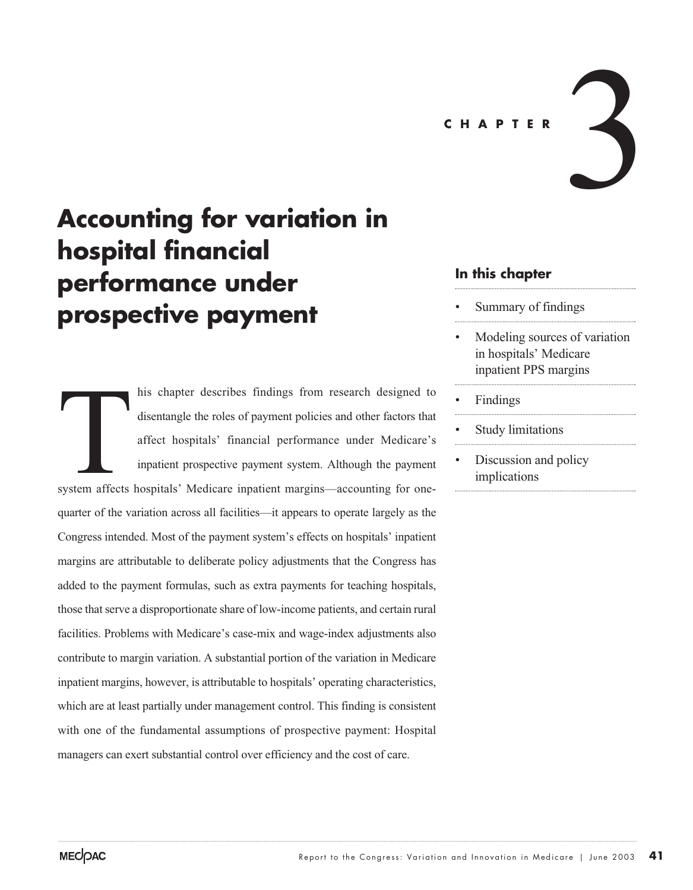CHAPTER 3

# Accounting for variation in hospital financial performance under prospective payment

## In this chapter

- Summary of findings
- Modeling sources of variation in hospitals' Medicare inpatient PPS margins
- Findings
- Study limitations
- Discussion and policy implications

This chapter describes findings from research designed to disentangle the roles of payment policies and other factors that affect hospitals' financial performance under Medicare's inpatient prospective payment system. Although the payment system affects hospitals' Medicare inpatient margins—accounting for one-quarter of the variation across all facilities—it appears to operate largely as the Congress intended. Most of the payment system's effects on hospitals' inpatient margins are attributable to deliberate policy adjustments that the Congress has added to the payment formulas, such as extra payments for teaching hospitals, those that serve a disproportionate share of low-income patients, and certain rural facilities. Problems with Medicare's case-mix and wage-index adjustments also contribute to margin variation. A substantial portion of the variation in Medicare inpatient margins, however, is attributable to hospitals' operating characteristics, which are at least partially under management control. This finding is consistent with one of the fundamental assumptions of prospective payment: Hospital managers can exert substantial control over efficiency and the cost of care.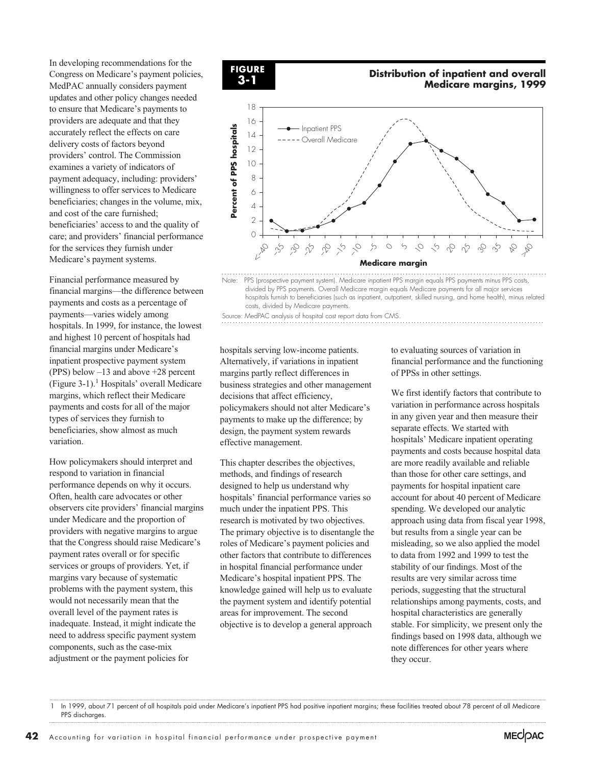In developing recommendations for the Congress on Medicare's payment policies, MedPAC annually considers payment updates and other policy changes needed to ensure that Medicare's payments to providers are adequate and that they accurately reflect the effects on care delivery costs of factors beyond providers' control. The Commission examines a variety of indicators of payment adequacy, including: providers' willingness to offer services to Medicare beneficiaries; changes in the volume, mix, and cost of the care furnished; beneficiaries' access to and the quality of care; and providers' financial performance for the services they furnish under Medicare's payment systems.

Financial performance measured by financial margins—the difference between payments and costs as a percentage of payments—varies widely among hospitals. In 1999, for instance, the lowest and highest 10 percent of hospitals had financial margins under Medicare's inpatient prospective payment system (PPS) below –13 and above +28 percent (Figure 3-1).[1] Hospitals' overall Medicare margins, which reflect their Medicare payments and costs for all of the major types of services they furnish to beneficiaries, show almost as much variation.

**FIGURE 3-1**

**Distribution of inpatient and overall Medicare margins, 1999**

Note: PPS (prospective payment system). Medicare inpatient PPS margin equals PPS payments minus PPS costs, divided by PPS payments. Overall Medicare margin equals Medicare payments for all major services hospitals furnish to beneficiaries (such as inpatient, outpatient, skilled nursing, and home health), minus related costs, divided by Medicare payments.

Source: MedPAC analysis of hospital cost report data from CMS.

How policymakers should interpret and respond to variation in financial performance depends on why it occurs. Often, health care advocates or other observers cite providers' financial margins under Medicare and the proportion of providers with negative margins to argue that the Congress should raise Medicare's payment rates overall or for specific services or groups of providers. Yet, if margins vary because of systematic problems with the payment system, this would not necessarily mean that the overall level of the payment rates is inadequate. Instead, it might indicate the need to address specific payment system components, such as the case-mix adjustment or the payment policies for hospitals serving low-income patients. Alternatively, if variations in inpatient margins partly reflect differences in business strategies and other management decisions that affect efficiency, policymakers should not alter Medicare's payments to make up the difference; by design, the payment system rewards effective management.

This chapter describes the objectives, methods, and findings of research designed to help us understand why hospitals' financial performance varies so much under the inpatient PPS. This research is motivated by two objectives. The primary objective is to disentangle the roles of Medicare's payment policies and other factors that contribute to differences in hospital financial performance under Medicare's hospital inpatient PPS. The knowledge gained will help us to evaluate the payment system and identify potential areas for improvement. The second objective is to develop a general approach to evaluating sources of variation in financial performance and the functioning of PPSs in other settings.

We first identify factors that contribute to variation in performance across hospitals in any given year and then measure their separate effects. We started with hospitals' Medicare inpatient operating payments and costs because hospital data are more readily available and reliable than those for other care settings, and payments for hospital inpatient care account for about 40 percent of Medicare spending. We developed our analytic approach using data from fiscal year 1998, but results from a single year can be misleading, so we also applied the model to data from 1992 and 1999 to test the stability of our findings. Most of the results are very similar across time periods, suggesting that the structural relationships among payments, costs, and hospital characteristics are generally stable. For simplicity, we present only the findings based on 1998 data, although we note differences for other years where they occur.

---

1 In 1999, about 71 percent of all hospitals paid under Medicare's inpatient PPS had positive inpatient margins; these facilities treated about 78 percent of all Medicare PPS discharges.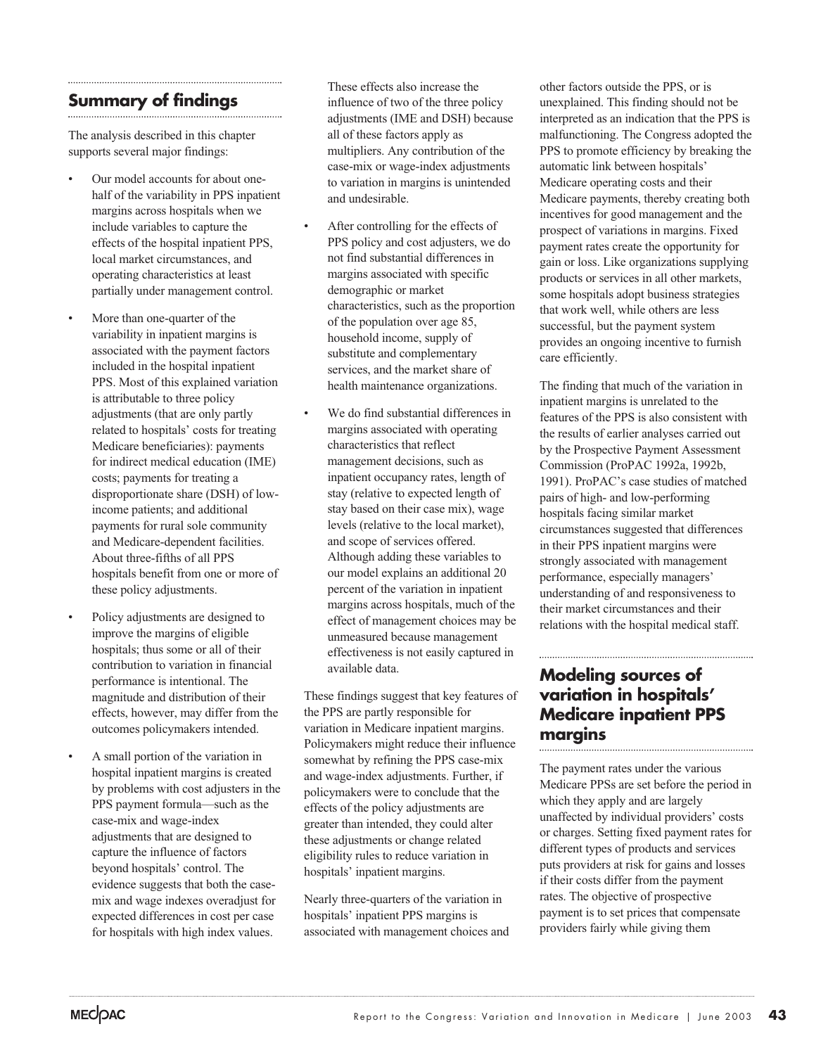## Summary of findings

The analysis described in this chapter supports several major findings:

- Our model accounts for about one-half of the variability in PPS inpatient margins across hospitals when we include variables to capture the effects of the hospital inpatient PPS, local market circumstances, and operating characteristics at least partially under management control.
- More than one-quarter of the variability in inpatient margins is associated with the payment factors included in the hospital inpatient PPS. Most of this explained variation is attributable to three policy adjustments (that are only partly related to hospitals' costs for treating Medicare beneficiaries): payments for indirect medical education (IME) costs; payments for treating a disproportionate share (DSH) of low-income patients; and additional payments for rural sole community and Medicare-dependent facilities. About three-fifths of all PPS hospitals benefit from one or more of these policy adjustments.
- Policy adjustments are designed to improve the margins of eligible hospitals; thus some or all of their contribution to variation in financial performance is intentional. The magnitude and distribution of their effects, however, may differ from the outcomes policymakers intended.
- A small portion of the variation in hospital inpatient margins is created by problems with cost adjusters in the PPS payment formula—such as the case-mix and wage-index adjustments that are designed to capture the influence of factors beyond hospitals' control. The evidence suggests that both the case-mix and wage indexes overadjust for expected differences in cost per case for hospitals with high index values. These effects also increase the influence of two of the three policy adjustments (IME and DSH) because all of these factors apply as multipliers. Any contribution of the case-mix or wage-index adjustments to variation in margins is unintended and undesirable.
- After controlling for the effects of PPS policy and cost adjusters, we do not find substantial differences in margins associated with specific demographic or market characteristics, such as the proportion of the population over age 85, household income, supply of substitute and complementary services, and the market share of health maintenance organizations.
- We do find substantial differences in margins associated with operating characteristics that reflect management decisions, such as inpatient occupancy rates, length of stay (relative to expected length of stay based on their case mix), wage levels (relative to the local market), and scope of services offered. Although adding these variables to our model explains an additional 20 percent of the variation in inpatient margins across hospitals, much of the effect of management choices may be unmeasured because management effectiveness is not easily captured in available data.

These findings suggest that key features of the PPS are partly responsible for variation in Medicare inpatient margins. Policymakers might reduce their influence somewhat by refining the PPS case-mix and wage-index adjustments. Further, if policymakers were to conclude that the effects of the policy adjustments are greater than intended, they could alter these adjustments or change related eligibility rules to reduce variation in hospitals' inpatient margins.

Nearly three-quarters of the variation in hospitals' inpatient PPS margins is associated with management choices and other factors outside the PPS, or is unexplained. This finding should not be interpreted as an indication that the PPS is malfunctioning. The Congress adopted the PPS to promote efficiency by breaking the automatic link between hospitals' Medicare operating costs and their Medicare payments, thereby creating both incentives for good management and the prospect of variations in margins. Fixed payment rates create the opportunity for gain or loss. Like organizations supplying products or services in all other markets, some hospitals adopt business strategies that work well, while others are less successful, but the payment system provides an ongoing incentive to furnish care efficiently.

The finding that much of the variation in inpatient margins is unrelated to the features of the PPS is also consistent with the results of earlier analyses carried out by the Prospective Payment Assessment Commission (ProPAC 1992a, 1992b, 1991). ProPAC's case studies of matched pairs of high- and low-performing hospitals facing similar market circumstances suggested that differences in their PPS inpatient margins were strongly associated with management performance, especially managers' understanding of and responsiveness to their market circumstances and their relations with the hospital medical staff.

## Modeling sources of variation in hospitals' Medicare inpatient PPS margins

The payment rates under the various Medicare PPSs are set before the period in which they apply and are largely unaffected by individual providers' costs or charges. Setting fixed payment rates for different types of products and services puts providers at risk for gains and losses if their costs differ from the payment rates. The objective of prospective payment is to set prices that compensate providers fairly while giving them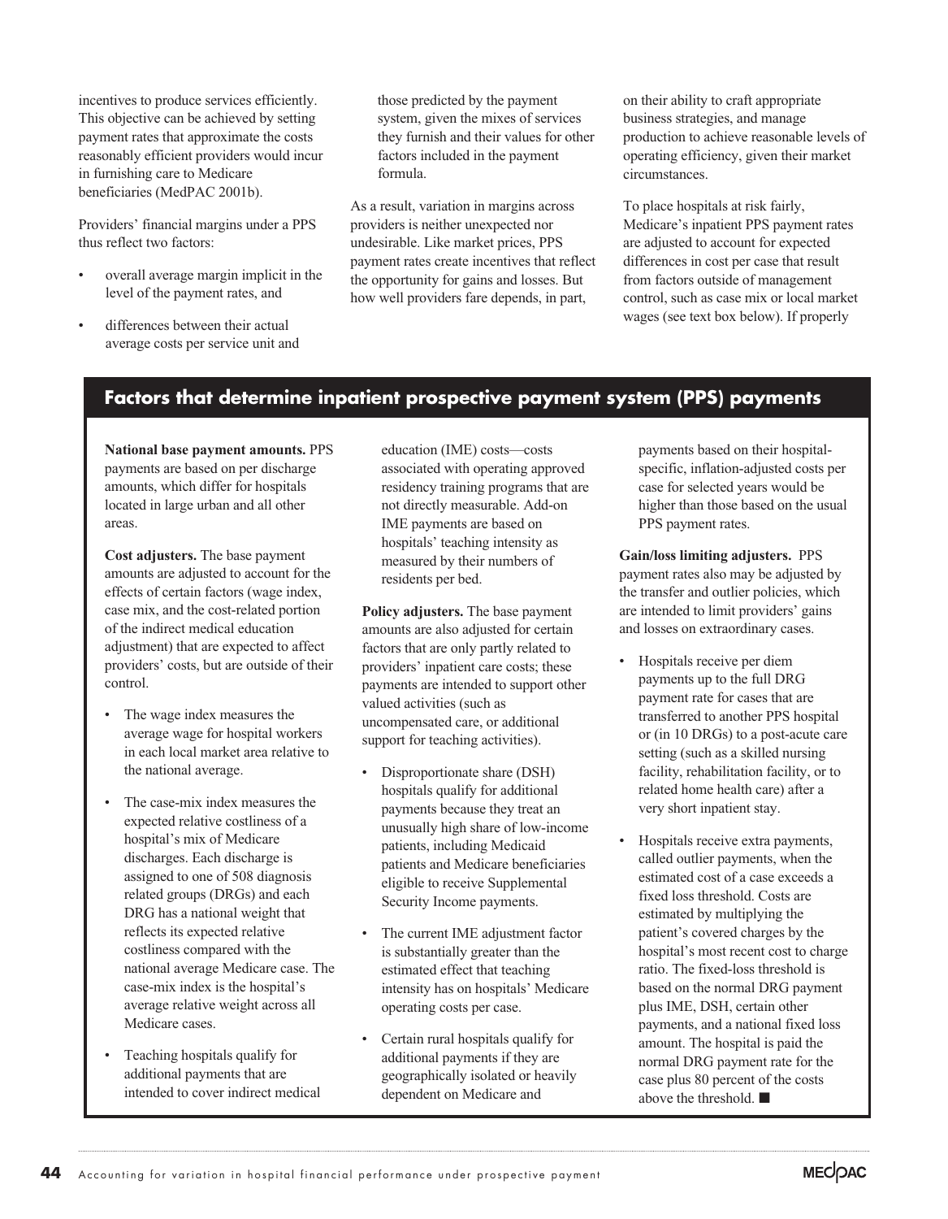incentives to produce services efficiently. This objective can be achieved by setting payment rates that approximate the costs reasonably efficient providers would incur in furnishing care to Medicare beneficiaries (MedPAC 2001b).

Providers' financial margins under a PPS thus reflect two factors:

- overall average margin implicit in the level of the payment rates, and
- differences between their actual average costs per service unit and those predicted by the payment system, given the mixes of services they furnish and their values for other factors included in the payment formula.

As a result, variation in margins across providers is neither unexpected nor undesirable. Like market prices, PPS payment rates create incentives that reflect the opportunity for gains and losses. But how well providers fare depends, in part, on their ability to craft appropriate business strategies, and manage production to achieve reasonable levels of operating efficiency, given their market circumstances.

To place hospitals at risk fairly, Medicare's inpatient PPS payment rates are adjusted to account for expected differences in cost per case that result from factors outside of management control, such as case mix or local market wages (see text box below). If properly

## Factors that determine inpatient prospective payment system (PPS) payments

**National base payment amounts.** PPS payments are based on per discharge amounts, which differ for hospitals located in large urban and all other areas.

**Cost adjusters.** The base payment amounts are adjusted to account for the effects of certain factors (wage index, case mix, and the cost-related portion of the indirect medical education adjustment) that are expected to affect providers' costs, but are outside of their control.

- The wage index measures the average wage for hospital workers in each local market area relative to the national average.
- The case-mix index measures the expected relative costliness of a hospital's mix of Medicare discharges. Each discharge is assigned to one of 508 diagnosis related groups (DRGs) and each DRG has a national weight that reflects its expected relative costliness compared with the national average Medicare case. The case-mix index is the hospital's average relative weight across all Medicare cases.
- Teaching hospitals qualify for additional payments that are intended to cover indirect medical education (IME) costs—costs associated with operating approved residency training programs that are not directly measurable. Add-on IME payments are based on hospitals' teaching intensity as measured by their numbers of residents per bed.

**Policy adjusters.** The base payment amounts are also adjusted for certain factors that are only partly related to providers' inpatient care costs; these payments are intended to support other valued activities (such as uncompensated care, or additional support for teaching activities).

- Disproportionate share (DSH) hospitals qualify for additional payments because they treat an unusually high share of low-income patients, including Medicaid patients and Medicare beneficiaries eligible to receive Supplemental Security Income payments.
- The current IME adjustment factor is substantially greater than the estimated effect that teaching intensity has on hospitals' Medicare operating costs per case.
- Certain rural hospitals qualify for additional payments if they are geographically isolated or heavily dependent on Medicare and payments based on their hospital-specific, inflation-adjusted costs per case for selected years would be higher than those based on the usual PPS payment rates.

**Gain/loss limiting adjusters.** PPS payment rates also may be adjusted by the transfer and outlier policies, which are intended to limit providers' gains and losses on extraordinary cases.

- Hospitals receive per diem payments up to the full DRG payment rate for cases that are transferred to another PPS hospital or (in 10 DRGs) to a post-acute care setting (such as a skilled nursing facility, rehabilitation facility, or to related home health care) after a very short inpatient stay.
- Hospitals receive extra payments, called outlier payments, when the estimated cost of a case exceeds a fixed loss threshold. Costs are estimated by multiplying the patient's covered charges by the hospital's most recent cost to charge ratio. The fixed-loss threshold is based on the normal DRG payment plus IME, DSH, certain other payments, and a national fixed loss amount. The hospital is paid the normal DRG payment rate for the case plus 80 percent of the costs above the threshold. ■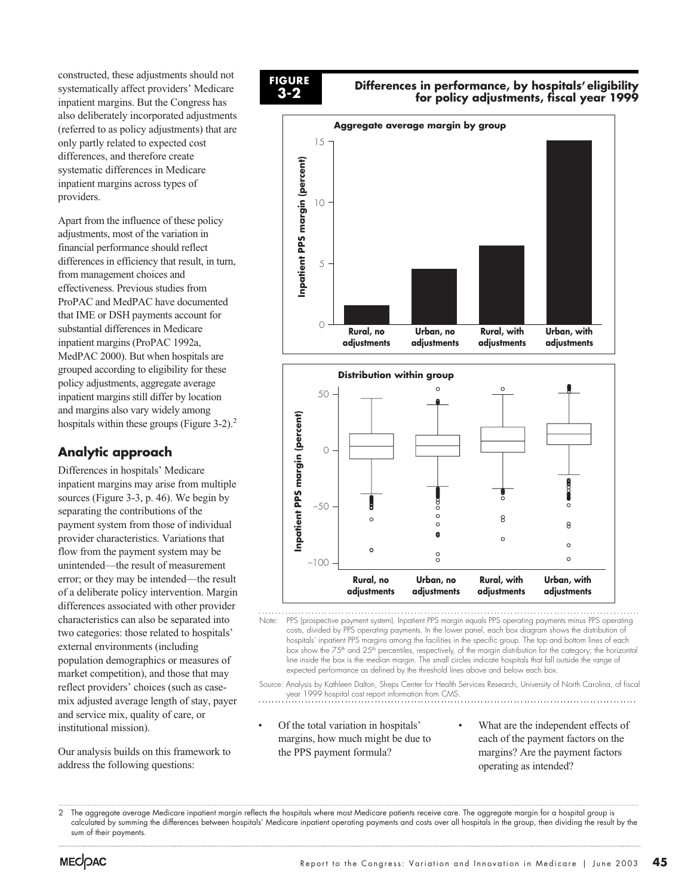constructed, these adjustments should not systematically affect providers' Medicare inpatient margins. But the Congress has also deliberately incorporated adjustments (referred to as policy adjustments) that are only partly related to expected cost differences, and therefore create systematic differences in Medicare inpatient margins across types of providers.

Apart from the influence of these policy adjustments, most of the variation in financial performance should reflect differences in efficiency that result, in turn, from management choices and effectiveness. Previous studies from ProPAC and MedPAC have documented that IME or DSH payments account for substantial differences in Medicare inpatient margins (ProPAC 1992a, MedPAC 2000). But when hospitals are grouped according to eligibility for these policy adjustments, aggregate average inpatient margins still differ by location and margins also vary widely among hospitals within these groups (Figure 3-2).[2]

## Analytic approach

Differences in hospitals' Medicare inpatient margins may arise from multiple sources (Figure 3-3, p. 46). We begin by separating the contributions of the payment system from those of individual provider characteristics. Variations that flow from the payment system may be unintended—the result of measurement error; or they may be intended—the result of a deliberate policy intervention. Margin differences associated with other provider characteristics can also be separated into two categories: those related to hospitals' external environments (including population demographics or measures of market competition), and those that may reflect providers' choices (such as case-mix adjusted average length of stay, payer and service mix, quality of care, or institutional mission).

Our analysis builds on this framework to address the following questions:

**FIGURE 3-2**

**Differences in performance, by hospitals' eligibility for policy adjustments, fiscal year 1999**

**Aggregate average margin by group**

**Distribution within group**

Note: PPS (prospective payment system). Inpatient PPS margin equals PPS operating payments minus PPS operating costs, divided by PPS operating payments. In the lower panel, each box diagram shows the distribution of hospitals' inpatient PPS margins among the facilities in the specific group. The top and bottom lines of each box show the 75th and 25th percentiles, respectively, of the margin distribution for the category; the horizontal line inside the box is the median margin. The small circles indicate hospitals that fall outside the range of expected performance as defined by the threshold lines above and below each box.

Source: Analysis by Kathleen Dalton, Sheps Center for Health Services Research, University of North Carolina, of fiscal year 1999 hospital cost report information from CMS.

- Of the total variation in hospitals' margins, how much might be due to the PPS payment formula?
- What are the independent effects of each of the payment factors on the margins? Are the payment factors operating as intended?

2 The aggregate average Medicare inpatient margin reflects the hospitals where most Medicare patients receive care. The aggregate margin for a hospital group is calculated by summing the differences between hospitals' Medicare inpatient operating payments and costs over all hospitals in the group, then dividing the result by the sum of their payments.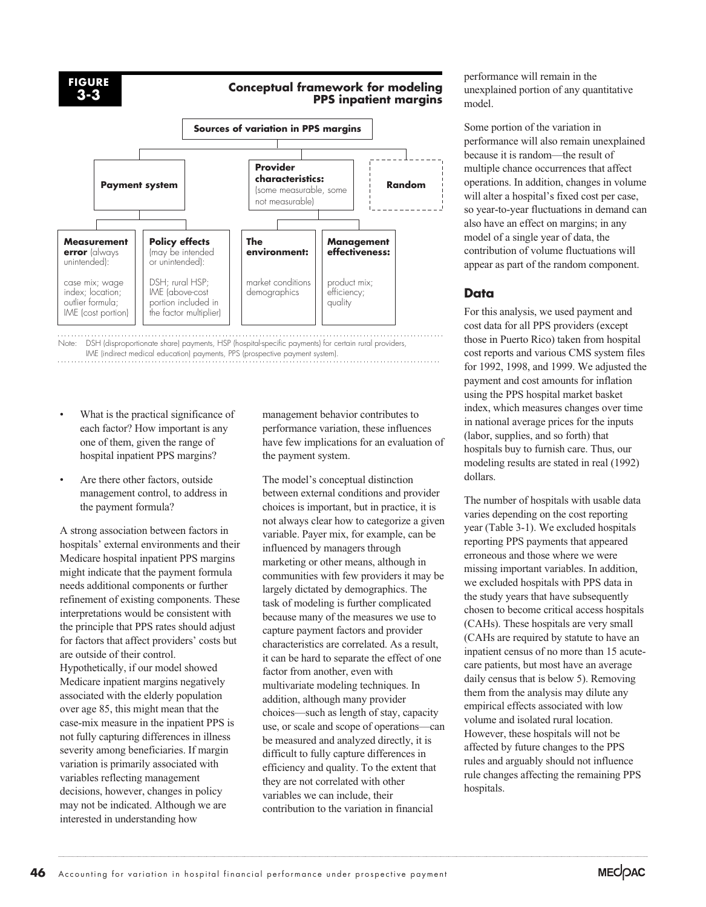**FIGURE 3-3**

**Conceptual framework for modeling PPS inpatient margins**

- **Sources of variation in PPS margins**
  - **Payment system**
    - **Measurement error** (always unintended): case mix; wage index; location; outlier formula; IME (cost portion)
    - **Policy effects** (may be intended or unintended): DSH; rural HSP; IME (above-cost portion included in the factor multiplier)
  - **Provider characteristics:** (some measurable, some not measurable)
    - **The environment:** market conditions demographics
    - **Management effectiveness:** product mix; efficiency; quality
  - **Random**

Note: DSH (disproportionate share) payments, HSP (hospital-specific payments) for certain rural providers, IME (indirect medical education) payments, PPS (prospective payment system).

- What is the practical significance of each factor? How important is any one of them, given the range of hospital inpatient PPS margins?
- Are there other factors, outside management control, to address in the payment formula?

A strong association between factors in hospitals' external environments and their Medicare hospital inpatient PPS margins might indicate that the payment formula needs additional components or further refinement of existing components. These interpretations would be consistent with the principle that PPS rates should adjust for factors that affect providers' costs but are outside of their control. Hypothetically, if our model showed Medicare inpatient margins negatively associated with the elderly population over age 85, this might mean that the case-mix measure in the inpatient PPS is not fully capturing differences in illness severity among beneficiaries. If margin variation is primarily associated with variables reflecting management decisions, however, changes in policy may not be indicated. Although we are interested in understanding how management behavior contributes to performance variation, these influences have few implications for an evaluation of the payment system.

The model's conceptual distinction between external conditions and provider choices is important, but in practice, it is not always clear how to categorize a given variable. Payer mix, for example, can be influenced by managers through marketing or other means, although in communities with few providers it may be largely dictated by demographics. The task of modeling is further complicated because many of the measures we use to capture payment factors and provider characteristics are correlated. As a result, it can be hard to separate the effect of one factor from another, even with multivariate modeling techniques. In addition, although many provider choices—such as length of stay, capacity use, or scale and scope of operations—can be measured and analyzed directly, it is difficult to fully capture differences in efficiency and quality. To the extent that they are not correlated with other variables we can include, their contribution to the variation in financial performance will remain in the unexplained portion of any quantitative model.

Some portion of the variation in performance will also remain unexplained because it is random—the result of multiple chance occurrences that affect operations. In addition, changes in volume will alter a hospital's fixed cost per case, so year-to-year fluctuations in demand can also have an effect on margins; in any model of a single year of data, the contribution of volume fluctuations will appear as part of the random component.

## Data

For this analysis, we used payment and cost data for all PPS providers (except those in Puerto Rico) taken from hospital cost reports and various CMS system files for 1992, 1998, and 1999. We adjusted the payment and cost amounts for inflation using the PPS hospital market basket index, which measures changes over time in national average prices for the inputs (labor, supplies, and so forth) that hospitals buy to furnish care. Thus, our modeling results are stated in real (1992) dollars.

The number of hospitals with usable data varies depending on the cost reporting year (Table 3-1). We excluded hospitals reporting PPS payments that appeared erroneous and those where we were missing important variables. In addition, we excluded hospitals with PPS data in the study years that have subsequently chosen to become critical access hospitals (CAHs). These hospitals are very small (CAHs are required by statute to have an inpatient census of no more than 15 acute-care patients, but most have an average daily census that is below 5). Removing them from the analysis may dilute any empirical effects associated with low volume and isolated rural location. However, these hospitals will not be affected by future changes to the PPS rules and arguably should not influence rule changes affecting the remaining PPS hospitals.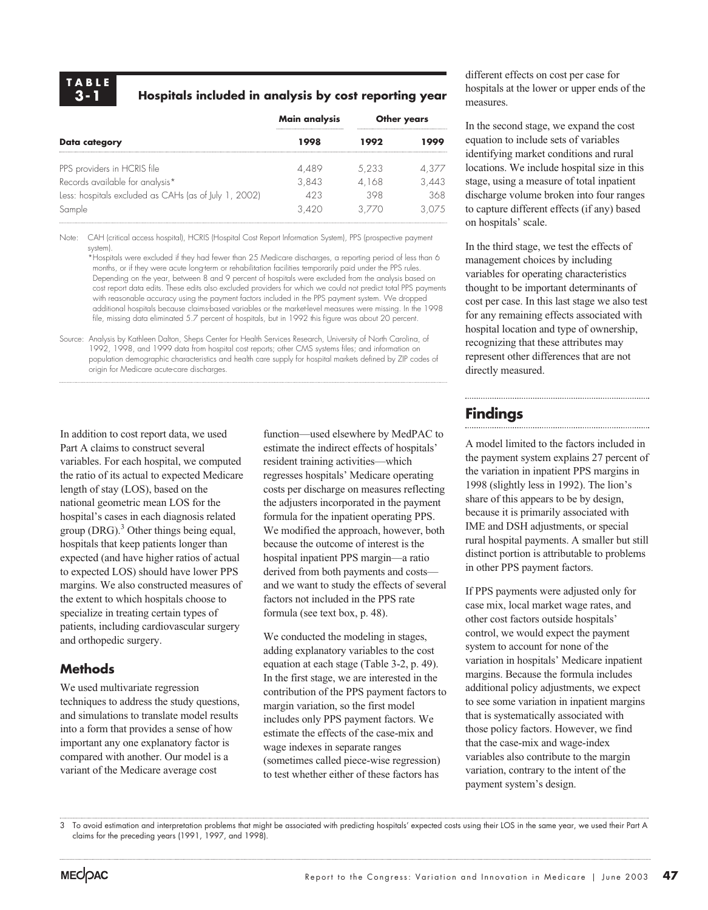**TABLE 3-1 Hospitals included in analysis by cost reporting year**

| | Main analysis | Other years | |
|---|---|---|---|
| **Data category** | **1998** | **1992** | **1999** |
| PPS providers in HCRIS file | 4,489 | 5,233 | 4,377 |
| Records available for analysis* | 3,843 | 4,168 | 3,443 |
| Less: hospitals excluded as CAHs (as of July 1, 2002) | 423 | 398 | 368 |
| Sample | 3,420 | 3,770 | 3,075 |

Note: CAH (critical access hospital), HCRIS (Hospital Cost Report Information System), PPS (prospective payment system).

*Hospitals were excluded if they had fewer than 25 Medicare discharges, a reporting period of less than 6 months, or if they were acute long-term or rehabilitation facilities temporarily paid under the PPS rules. Depending on the year, between 8 and 9 percent of hospitals were excluded from the analysis based on cost report data edits. These edits also excluded providers for which we could not predict total PPS payments with reasonable accuracy using the payment factors included in the PPS payment system. We dropped additional hospitals because claims-based variables or the market-level measures were missing. In the 1998 file, missing data eliminated 5.7 percent of hospitals, but in 1992 this figure was about 20 percent.

Source: Analysis by Kathleen Dalton, Sheps Center for Health Services Research, University of North Carolina, of 1992, 1998, and 1999 data from hospital cost reports; other CMS systems files; and information on population demographic characteristics and health care supply for hospital markets defined by ZIP codes of origin for Medicare acute-care discharges.

In addition to cost report data, we used Part A claims to construct several variables. For each hospital, we computed the ratio of its actual to expected Medicare length of stay (LOS), based on the national geometric mean LOS for the hospital's cases in each diagnosis related group (DRG).[3] Other things being equal, hospitals that keep patients longer than expected (and have higher ratios of actual to expected LOS) should have lower PPS margins. We also constructed measures of the extent to which hospitals choose to specialize in treating certain types of patients, including cardiovascular surgery and orthopedic surgery.

## Methods

We used multivariate regression techniques to address the study questions, and simulations to translate model results into a form that provides a sense of how important any one explanatory factor is compared with another. Our model is a variant of the Medicare average cost function—used elsewhere by MedPAC to estimate the indirect effects of hospitals' resident training activities—which regresses hospitals' Medicare operating costs per discharge on measures reflecting the adjusters incorporated in the payment formula for the inpatient operating PPS. We modified the approach, however, both because the outcome of interest is the hospital inpatient PPS margin—a ratio derived from both payments and costs—and we want to study the effects of several factors not included in the PPS rate formula (see text box, p. 48).

We conducted the modeling in stages, adding explanatory variables to the cost equation at each stage (Table 3-2, p. 49). In the first stage, we are interested in the contribution of the PPS payment factors to margin variation, so the first model includes only PPS payment factors. We estimate the effects of the case-mix and wage indexes in separate ranges (sometimes called piece-wise regression) to test whether either of these factors has different effects on cost per case for hospitals at the lower or upper ends of the measures.

In the second stage, we expand the cost equation to include sets of variables identifying market conditions and rural locations. We include hospital size in this stage, using a measure of total inpatient discharge volume broken into four ranges to capture different effects (if any) based on hospitals' scale.

In the third stage, we test the effects of management choices by including variables for operating characteristics thought to be important determinants of cost per case. In this last stage we also test for any remaining effects associated with hospital location and type of ownership, recognizing that these attributes may represent other differences that are not directly measured.

## Findings

A model limited to the factors included in the payment system explains 27 percent of the variation in inpatient PPS margins in 1998 (slightly less in 1992). The lion's share of this appears to be by design, because it is primarily associated with IME and DSH adjustments, or special rural hospital payments. A smaller but still distinct portion is attributable to problems in other PPS payment factors.

If PPS payments were adjusted only for case mix, local market wage rates, and other cost factors outside hospitals' control, we would expect the payment system to account for none of the variation in hospitals' Medicare inpatient margins. Because the formula includes additional policy adjustments, we expect to see some variation in inpatient margins that is systematically associated with those policy factors. However, we find that the case-mix and wage-index variables also contribute to the margin variation, contrary to the intent of the payment system's design.

3 To avoid estimation and interpretation problems that might be associated with predicting hospitals' expected costs using their LOS in the same year, we used their Part A claims for the preceding years (1991, 1997, and 1998).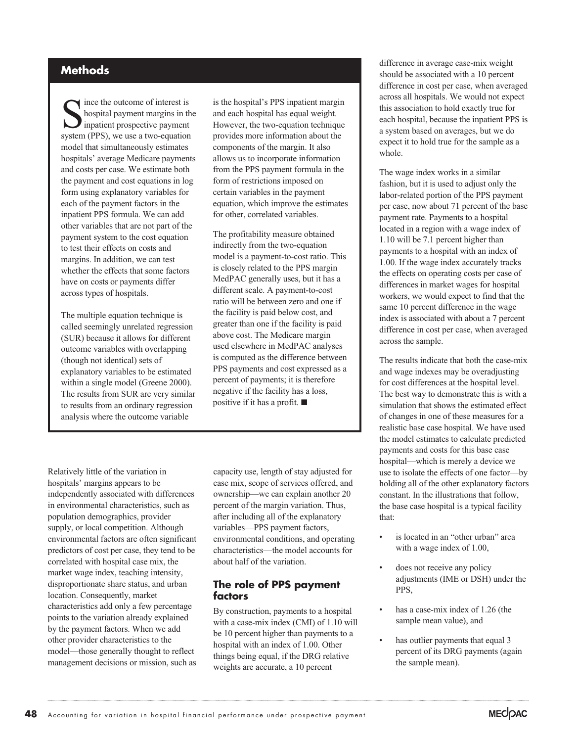## Methods

Since the outcome of interest is hospital payment margins in the inpatient prospective payment system (PPS), we use a two-equation model that simultaneously estimates hospitals' average Medicare payments and costs per case. We estimate both the payment and cost equations in log form using explanatory variables for each of the payment factors in the inpatient PPS formula. We can add other variables that are not part of the payment system to the cost equation to test their effects on costs and margins. In addition, we can test whether the effects that some factors have on costs or payments differ across types of hospitals.

The multiple equation technique is called seemingly unrelated regression (SUR) because it allows for different outcome variables with overlapping (though not identical) sets of explanatory variables to be estimated within a single model (Greene 2000). The results from SUR are very similar to results from an ordinary regression analysis where the outcome variable is the hospital's PPS inpatient margin and each hospital has equal weight. However, the two-equation technique provides more information about the components of the margin. It also allows us to incorporate information from the PPS payment formula in the form of restrictions imposed on certain variables in the payment equation, which improve the estimates for other, correlated variables.

The profitability measure obtained indirectly from the two-equation model is a payment-to-cost ratio. This is closely related to the PPS margin MedPAC generally uses, but it has a different scale. A payment-to-cost ratio will be between zero and one if the facility is paid below cost, and greater than one if the facility is paid above cost. The Medicare margin used elsewhere in MedPAC analyses is computed as the difference between PPS payments and cost expressed as a percent of payments; it is therefore negative if the facility has a loss, positive if it has a profit. ■

Relatively little of the variation in hospitals' margins appears to be independently associated with differences in environmental characteristics, such as population demographics, provider supply, or local competition. Although environmental factors are often significant predictors of cost per case, they tend to be correlated with hospital case mix, the market wage index, teaching intensity, disproportionate share status, and urban location. Consequently, market characteristics add only a few percentage points to the variation already explained by the payment factors. When we add other provider characteristics to the model—those generally thought to reflect management decisions or mission, such as capacity use, length of stay adjusted for case mix, scope of services offered, and ownership—we can explain another 20 percent of the margin variation. Thus, after including all of the explanatory variables—PPS payment factors, environmental conditions, and operating characteristics—the model accounts for about half of the variation.

### The role of PPS payment factors

By construction, payments to a hospital with a case-mix index (CMI) of 1.10 will be 10 percent higher than payments to a hospital with an index of 1.00. Other things being equal, if the DRG relative weights are accurate, a 10 percent difference in average case-mix weight should be associated with a 10 percent difference in cost per case, when averaged across all hospitals. We would not expect this association to hold exactly true for each hospital, because the inpatient PPS is a system based on averages, but we do expect it to hold true for the sample as a whole.

The wage index works in a similar fashion, but it is used to adjust only the labor-related portion of the PPS payment per case, now about 71 percent of the base payment rate. Payments to a hospital located in a region with a wage index of 1.10 will be 7.1 percent higher than payments to a hospital with an index of 1.00. If the wage index accurately tracks the effects on operating costs per case of differences in market wages for hospital workers, we would expect to find that the same 10 percent difference in the wage index is associated with about a 7 percent difference in cost per case, when averaged across the sample.

The results indicate that both the case-mix and wage indexes may be overadjusting for cost differences at the hospital level. The best way to demonstrate this is with a simulation that shows the estimated effect of changes in one of these measures for a realistic base case hospital. We have used the model estimates to calculate predicted payments and costs for this base case hospital—which is merely a device we use to isolate the effects of one factor—by holding all of the other explanatory factors constant. In the illustrations that follow, the base case hospital is a typical facility that:

- is located in an "other urban" area with a wage index of 1.00,
- does not receive any policy adjustments (IME or DSH) under the PPS,
- has a case-mix index of 1.26 (the sample mean value), and
- has outlier payments that equal 3 percent of its DRG payments (again the sample mean).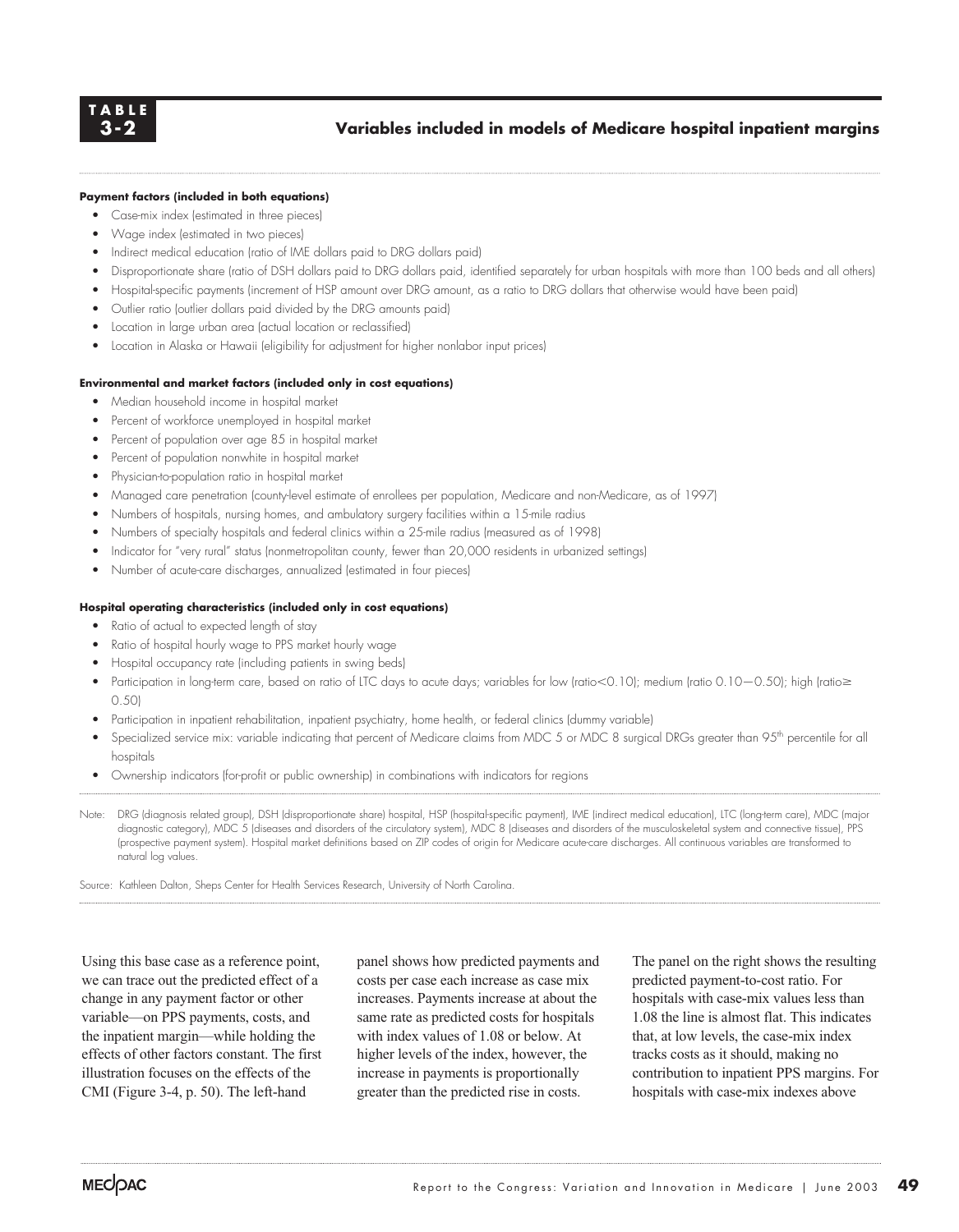**TABLE 3-2**

## Variables included in models of Medicare hospital inpatient margins

**Payment factors (included in both equations)**

- Case-mix index (estimated in three pieces)
- Wage index (estimated in two pieces)
- Indirect medical education (ratio of IME dollars paid to DRG dollars paid)
- Disproportionate share (ratio of DSH dollars paid to DRG dollars paid, identified separately for urban hospitals with more than 100 beds and all others)
- Hospital-specific payments (increment of HSP amount over DRG amount, as a ratio to DRG dollars that otherwise would have been paid)
- Outlier ratio (outlier dollars paid divided by the DRG amounts paid)
- Location in large urban area (actual location or reclassified)
- Location in Alaska or Hawaii (eligibility for adjustment for higher nonlabor input prices)

**Environmental and market factors (included only in cost equations)**

- Median household income in hospital market
- Percent of workforce unemployed in hospital market
- Percent of population over age 85 in hospital market
- Percent of population nonwhite in hospital market
- Physician-to-population ratio in hospital market
- Managed care penetration (county-level estimate of enrollees per population, Medicare and non-Medicare, as of 1997)
- Numbers of hospitals, nursing homes, and ambulatory surgery facilities within a 15-mile radius
- Numbers of specialty hospitals and federal clinics within a 25-mile radius (measured as of 1998)
- Indicator for "very rural" status (nonmetropolitan county, fewer than 20,000 residents in urbanized settings)
- Number of acute-care discharges, annualized (estimated in four pieces)

**Hospital operating characteristics (included only in cost equations)**

- Ratio of actual to expected length of stay
- Ratio of hospital hourly wage to PPS market hourly wage
- Hospital occupancy rate (including patients in swing beds)
- Participation in long-term care, based on ratio of LTC days to acute days; variables for low (ratio<0.10); medium (ratio 0.10—0.50); high (ratio≥ 0.50)
- Participation in inpatient rehabilitation, inpatient psychiatry, home health, or federal clinics (dummy variable)
- Specialized service mix: variable indicating that percent of Medicare claims from MDC 5 or MDC 8 surgical DRGs greater than 95th percentile for all hospitals
- Ownership indicators (for-profit or public ownership) in combinations with indicators for regions

Note: DRG (diagnosis related group), DSH (disproportionate share) hospital, HSP (hospital-specific payment), IME (indirect medical education), LTC (long-term care), MDC (major diagnostic category), MDC 5 (diseases and disorders of the circulatory system), MDC 8 (diseases and disorders of the musculoskeletal system and connective tissue), PPS (prospective payment system). Hospital market definitions based on ZIP codes of origin for Medicare acute-care discharges. All continuous variables are transformed to natural log values.

Source: Kathleen Dalton, Sheps Center for Health Services Research, University of North Carolina.

Using this base case as a reference point, we can trace out the predicted effect of a change in any payment factor or other variable—on PPS payments, costs, and the inpatient margin—while holding the effects of other factors constant. The first illustration focuses on the effects of the CMI (Figure 3-4, p. 50). The left-hand panel shows how predicted payments and costs per case each increase as case mix increases. Payments increase at about the same rate as predicted costs for hospitals with index values of 1.08 or below. At higher levels of the index, however, the increase in payments is proportionally greater than the predicted rise in costs. The panel on the right shows the resulting predicted payment-to-cost ratio. For hospitals with case-mix values less than 1.08 the line is almost flat. This indicates that, at low levels, the case-mix index tracks costs as it should, making no contribution to inpatient PPS margins. For hospitals with case-mix indexes above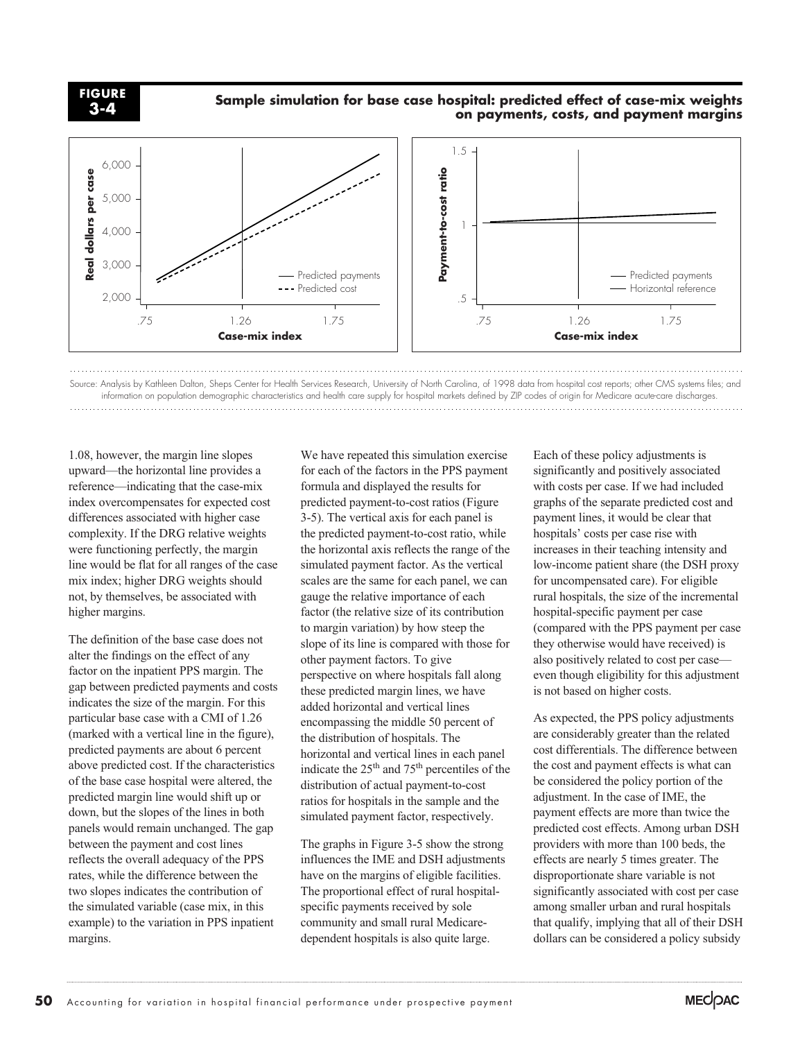**FIGURE 3-4**

**Sample simulation for base case hospital: predicted effect of case-mix weights on payments, costs, and payment margins**

Source: Analysis by Kathleen Dalton, Sheps Center for Health Services Research, University of North Carolina, of 1998 data from hospital cost reports; other CMS systems files; and information on population demographic characteristics and health care supply for hospital markets defined by ZIP codes of origin for Medicare acute-care discharges.

1.08, however, the margin line slopes upward—the horizontal line provides a reference—indicating that the case-mix index overcompensates for expected cost differences associated with higher case complexity. If the DRG relative weights were functioning perfectly, the margin line would be flat for all ranges of the case mix index; higher DRG weights should not, by themselves, be associated with higher margins.

The definition of the base case does not alter the findings on the effect of any factor on the inpatient PPS margin. The gap between predicted payments and costs indicates the size of the margin. For this particular base case with a CMI of 1.26 (marked with a vertical line in the figure), predicted payments are about 6 percent above predicted cost. If the characteristics of the base case hospital were altered, the predicted margin line would shift up or down, but the slopes of the lines in both panels would remain unchanged. The gap between the payment and cost lines reflects the overall adequacy of the PPS rates, while the difference between the two slopes indicates the contribution of the simulated variable (case mix, in this example) to the variation in PPS inpatient margins.

We have repeated this simulation exercise for each of the factors in the PPS payment formula and displayed the results for predicted payment-to-cost ratios (Figure 3-5). The vertical axis for each panel is the predicted payment-to-cost ratio, while the horizontal axis reflects the range of the simulated payment factor. As the vertical scales are the same for each panel, we can gauge the relative importance of each factor (the relative size of its contribution to margin variation) by how steep the slope of its line is compared with those for other payment factors. To give perspective on where hospitals fall along these predicted margin lines, we have added horizontal and vertical lines encompassing the middle 50 percent of the distribution of hospitals. The horizontal and vertical lines in each panel indicate the 25th and 75th percentiles of the distribution of actual payment-to-cost ratios for hospitals in the sample and the simulated payment factor, respectively.

The graphs in Figure 3-5 show the strong influences the IME and DSH adjustments have on the margins of eligible facilities. The proportional effect of rural hospital-specific payments received by sole community and small rural Medicare-dependent hospitals is also quite large.

Each of these policy adjustments is significantly and positively associated with costs per case. If we had included graphs of the separate predicted cost and payment lines, it would be clear that hospitals' costs per case rise with increases in their teaching intensity and low-income patient share (the DSH proxy for uncompensated care). For eligible rural hospitals, the size of the incremental hospital-specific payment per case (compared with the PPS payment per case they otherwise would have received) is also positively related to cost per case—even though eligibility for this adjustment is not based on higher costs.

As expected, the PPS policy adjustments are considerably greater than the related cost differentials. The difference between the cost and payment effects is what can be considered the policy portion of the adjustment. In the case of IME, the payment effects are more than twice the predicted cost effects. Among urban DSH providers with more than 100 beds, the effects are nearly 5 times greater. The disproportionate share variable is not significantly associated with cost per case among smaller urban and rural hospitals that qualify, implying that all of their DSH dollars can be considered a policy subsidy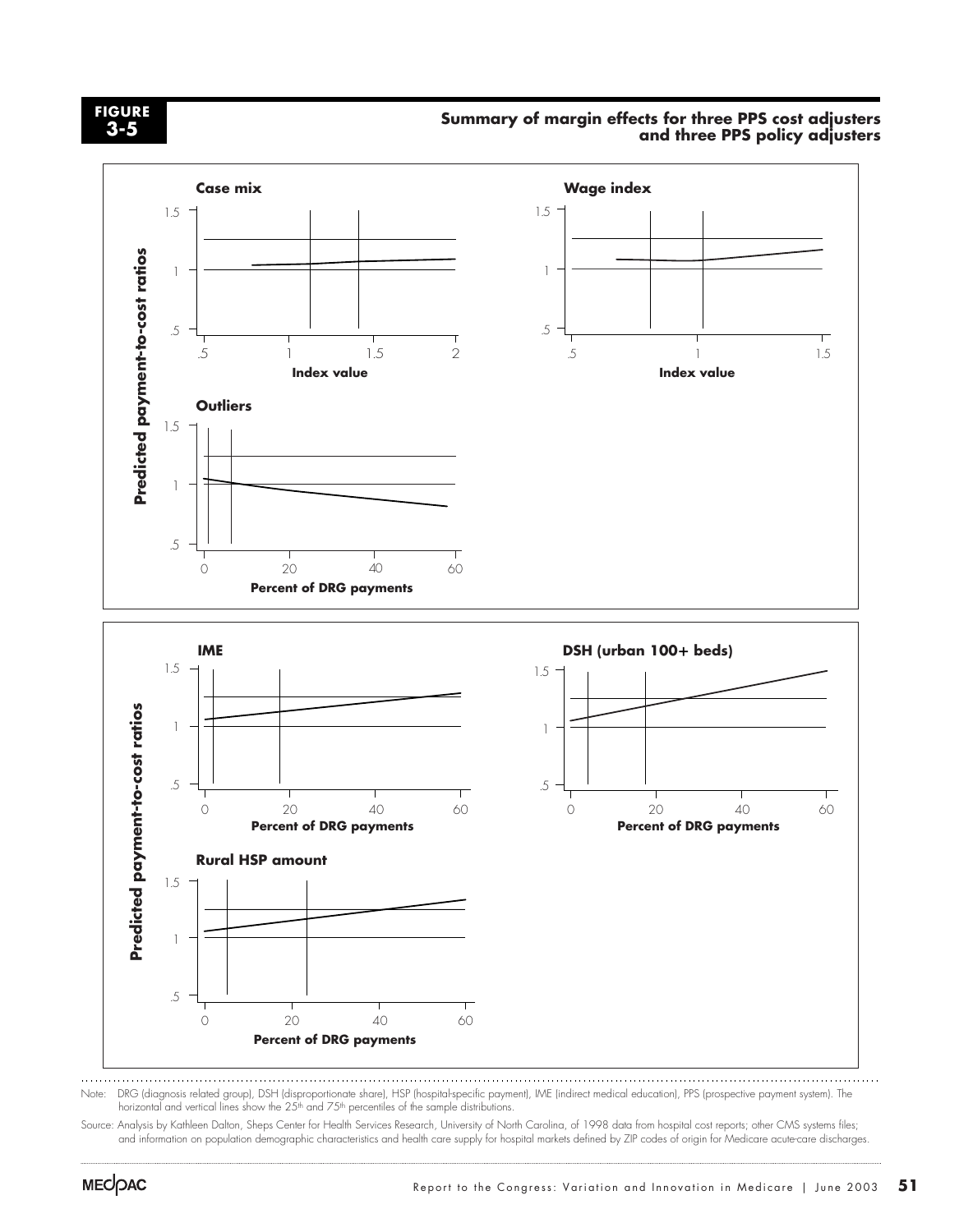**FIGURE 3-5**

**Summary of margin effects for three PPS cost adjusters and three PPS policy adjusters**

**Case mix**

Predicted payment-to-cost ratios (1.5, 1, .5) by Index value (.5, 1, 1.5, 2)

**Wage index**

Predicted payment-to-cost ratios (1.5, 1, .5) by Index value (.5, 1, 1.5)

**Outliers**

Predicted payment-to-cost ratios (1.5, 1, .5) by Percent of DRG payments (0, 20, 40, 60)

**IME**

Predicted payment-to-cost ratios (1.5, 1, .5) by Percent of DRG payments (0, 20, 40, 60)

**DSH (urban 100+ beds)**

Predicted payment-to-cost ratios (1.5, 1, .5) by Percent of DRG payments (0, 20, 40, 60)

**Rural HSP amount**

Predicted payment-to-cost ratios (1.5, 1, .5) by Percent of DRG payments (0, 20, 40, 60)

Note: DRG (diagnosis related group), DSH (disproportionate share), HSP (hospital-specific payment), IME (indirect medical education), PPS (prospective payment system). The horizontal and vertical lines show the 25th and 75th percentiles of the sample distributions.

Source: Analysis by Kathleen Dalton, Sheps Center for Health Services Research, University of North Carolina, of 1998 data from hospital cost reports; other CMS systems files; and information on population demographic characteristics and health care supply for hospital markets defined by ZIP codes of origin for Medicare acute-care discharges.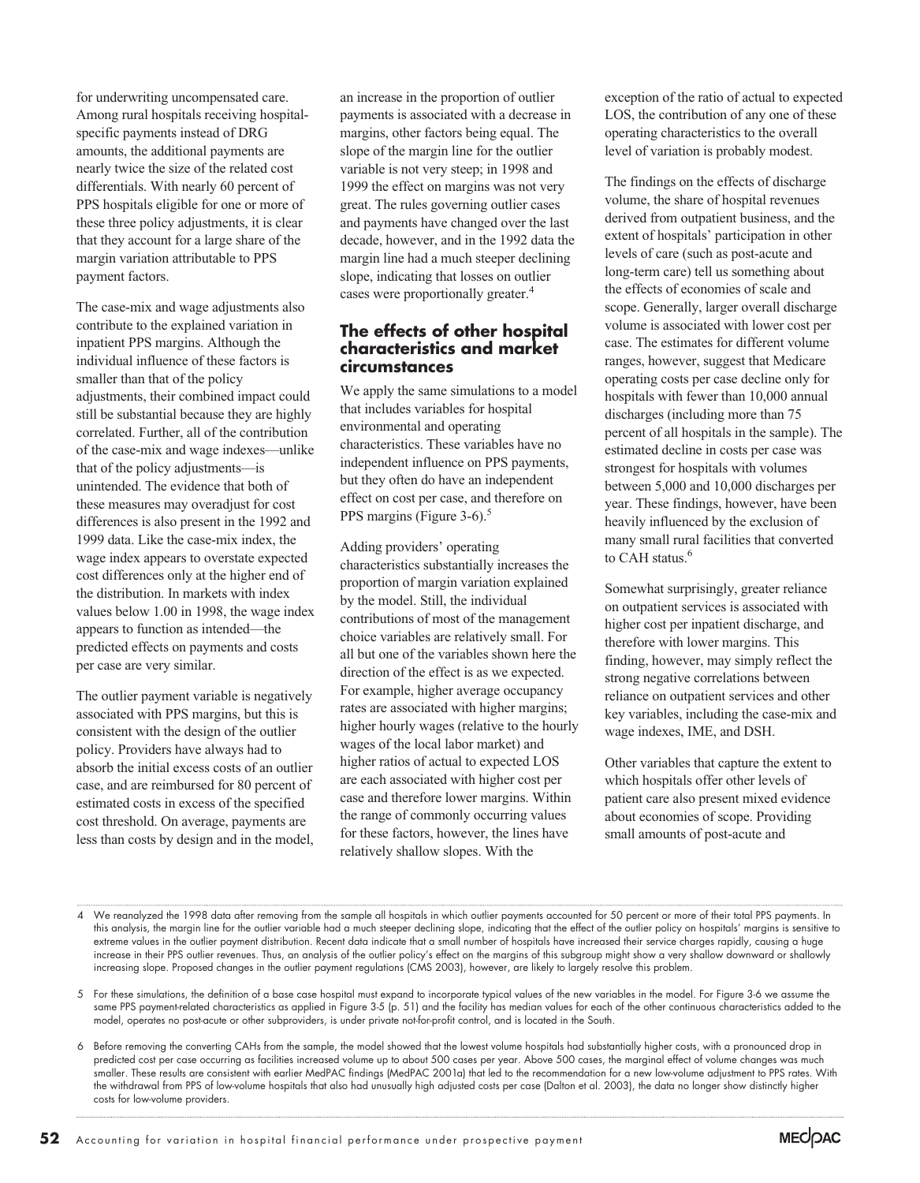for underwriting uncompensated care. Among rural hospitals receiving hospital-specific payments instead of DRG amounts, the additional payments are nearly twice the size of the related cost differentials. With nearly 60 percent of PPS hospitals eligible for one or more of these three policy adjustments, it is clear that they account for a large share of the margin variation attributable to PPS payment factors.

The case-mix and wage adjustments also contribute to the explained variation in inpatient PPS margins. Although the individual influence of these factors is smaller than that of the policy adjustments, their combined impact could still be substantial because they are highly correlated. Further, all of the contribution of the case-mix and wage indexes—unlike that of the policy adjustments—is unintended. The evidence that both of these measures may overadjust for cost differences is also present in the 1992 and 1999 data. Like the case-mix index, the wage index appears to overstate expected cost differences only at the higher end of the distribution. In markets with index values below 1.00 in 1998, the wage index appears to function as intended—the predicted effects on payments and costs per case are very similar.

The outlier payment variable is negatively associated with PPS margins, but this is consistent with the design of the outlier policy. Providers have always had to absorb the initial excess costs of an outlier case, and are reimbursed for 80 percent of estimated costs in excess of the specified cost threshold. On average, payments are less than costs by design and in the model, an increase in the proportion of outlier payments is associated with a decrease in margins, other factors being equal. The slope of the margin line for the outlier variable is not very steep; in 1998 and 1999 the effect on margins was not very great. The rules governing outlier cases and payments have changed over the last decade, however, and in the 1992 data the margin line had a much steeper declining slope, indicating that losses on outlier cases were proportionally greater.[4]

## The effects of other hospital characteristics and market circumstances

We apply the same simulations to a model that includes variables for hospital environmental and operating characteristics. These variables have no independent influence on PPS payments, but they often do have an independent effect on cost per case, and therefore on PPS margins (Figure 3-6).[5]

Adding providers' operating characteristics substantially increases the proportion of margin variation explained by the model. Still, the individual contributions of most of the management choice variables are relatively small. For all but one of the variables shown here the direction of the effect is as we expected. For example, higher average occupancy rates are associated with higher margins; higher hourly wages (relative to the hourly wages of the local labor market) and higher ratios of actual to expected LOS are each associated with higher cost per case and therefore lower margins. Within the range of commonly occurring values for these factors, however, the lines have relatively shallow slopes. With the exception of the ratio of actual to expected LOS, the contribution of any one of these operating characteristics to the overall level of variation is probably modest.

The findings on the effects of discharge volume, the share of hospital revenues derived from outpatient business, and the extent of hospitals' participation in other levels of care (such as post-acute and long-term care) tell us something about the effects of economies of scale and scope. Generally, larger overall discharge volume is associated with lower cost per case. The estimates for different volume ranges, however, suggest that Medicare operating costs per case decline only for hospitals with fewer than 10,000 annual discharges (including more than 75 percent of all hospitals in the sample). The estimated decline in costs per case was strongest for hospitals with volumes between 5,000 and 10,000 discharges per year. These findings, however, have been heavily influenced by the exclusion of many small rural facilities that converted to CAH status.[6]

Somewhat surprisingly, greater reliance on outpatient services is associated with higher cost per inpatient discharge, and therefore with lower margins. This finding, however, may simply reflect the strong negative correlations between reliance on outpatient services and other key variables, including the case-mix and wage indexes, IME, and DSH.

Other variables that capture the extent to which hospitals offer other levels of patient care also present mixed evidence about economies of scope. Providing small amounts of post-acute and

---

4 We reanalyzed the 1998 data after removing from the sample all hospitals in which outlier payments accounted for 50 percent or more of their total PPS payments. In this analysis, the margin line for the outlier variable had a much steeper declining slope, indicating that the effect of the outlier policy on hospitals' margins is sensitive to extreme values in the outlier payment distribution. Recent data indicate that a small number of hospitals have increased their service charges rapidly, causing a huge increase in their PPS outlier revenues. Thus, an analysis of the outlier policy's effect on the margins of this subgroup might show a very shallow downward or shallowly increasing slope. Proposed changes in the outlier payment regulations (CMS 2003), however, are likely to largely resolve this problem.

5 For these simulations, the definition of a base case hospital must expand to incorporate typical values of the new variables in the model. For Figure 3-6 we assume the same PPS payment-related characteristics as applied in Figure 3-5 (p. 51) and the facility has median values for each of the other continuous characteristics added to the model, operates no post-acute or other subproviders, is under private not-for-profit control, and is located in the South.

6 Before removing the converting CAHs from the sample, the model showed that the lowest volume hospitals had substantially higher costs, with a pronounced drop in predicted cost per case occurring as facilities increased volume up to about 500 cases per year. Above 500 cases, the marginal effect of volume changes was much smaller. These results are consistent with earlier MedPAC findings (MedPAC 2001a) that led to the recommendation for a new low-volume adjustment to PPS rates. With the withdrawal from PPS of low-volume hospitals that also had unusually high adjusted costs per case (Dalton et al. 2003), the data no longer show distinctly higher costs for low-volume providers.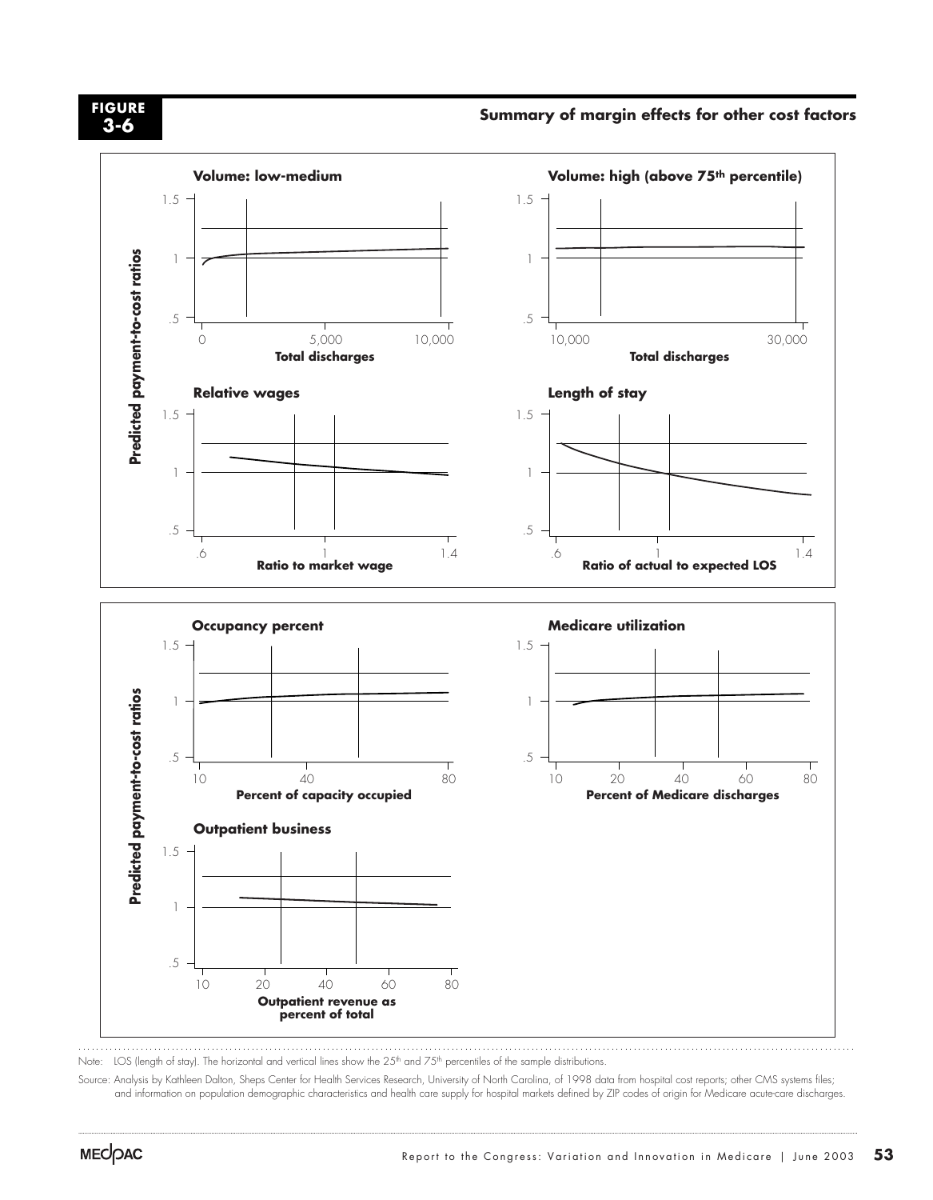**FIGURE 3-6**

**Summary of margin effects for other cost factors**

Note: LOS (length of stay). The horizontal and vertical lines show the 25th and 75th percentiles of the sample distributions.

Source: Analysis by Kathleen Dalton, Sheps Center for Health Services Research, University of North Carolina, of 1998 data from hospital cost reports; other CMS systems files; and information on population demographic characteristics and health care supply for hospital markets defined by ZIP codes of origin for Medicare acute-care discharges.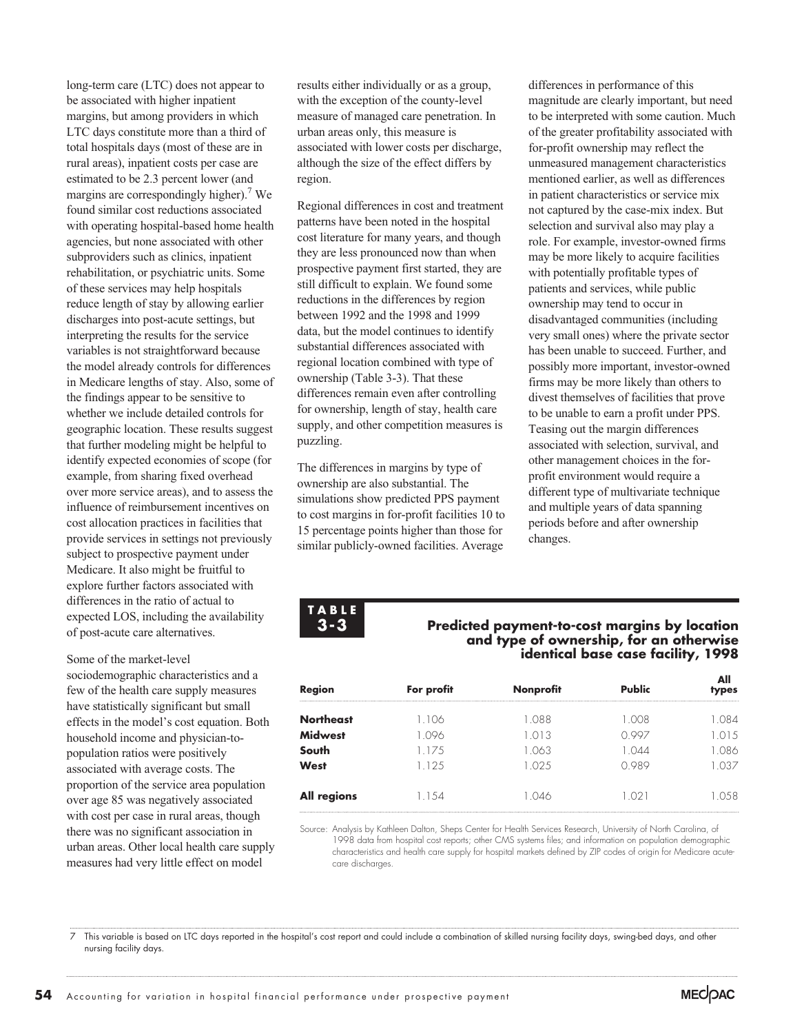long-term care (LTC) does not appear to be associated with higher inpatient margins, but among providers in which LTC days constitute more than a third of total hospitals days (most of these are in rural areas), inpatient costs per case are estimated to be 2.3 percent lower (and margins are correspondingly higher).[7] We found similar cost reductions associated with operating hospital-based home health agencies, but none associated with other subproviders such as clinics, inpatient rehabilitation, or psychiatric units. Some of these services may help hospitals reduce length of stay by allowing earlier discharges into post-acute settings, but interpreting the results for the service variables is not straightforward because the model already controls for differences in Medicare lengths of stay. Also, some of the findings appear to be sensitive to whether we include detailed controls for geographic location. These results suggest that further modeling might be helpful to identify expected economies of scope (for example, from sharing fixed overhead over more service areas), and to assess the influence of reimbursement incentives on cost allocation practices in facilities that provide services in settings not previously subject to prospective payment under Medicare. It also might be fruitful to explore further factors associated with differences in the ratio of actual to expected LOS, including the availability of post-acute care alternatives.

Some of the market-level sociodemographic characteristics and a few of the health care supply measures have statistically significant but small effects in the model's cost equation. Both household income and physician-to-population ratios were positively associated with average costs. The proportion of the service area population over age 85 was negatively associated with cost per case in rural areas, though there was no significant association in urban areas. Other local health care supply measures had very little effect on model results either individually or as a group, with the exception of the county-level measure of managed care penetration. In urban areas only, this measure is associated with lower costs per discharge, although the size of the effect differs by region.

Regional differences in cost and treatment patterns have been noted in the hospital cost literature for many years, and though they are less pronounced now than when prospective payment first started, they are still difficult to explain. We found some reductions in the differences by region between 1992 and the 1998 and 1999 data, but the model continues to identify substantial differences associated with regional location combined with type of ownership (Table 3-3). That these differences remain even after controlling for ownership, length of stay, health care supply, and other competition measures is puzzling.

The differences in margins by type of ownership are also substantial. The simulations show predicted PPS payment to cost margins in for-profit facilities 10 to 15 percentage points higher than those for similar publicly-owned facilities. Average differences in performance of this magnitude are clearly important, but need to be interpreted with some caution. Much of the greater profitability associated with for-profit ownership may reflect the unmeasured management characteristics mentioned earlier, as well as differences in patient characteristics or service mix not captured by the case-mix index. But selection and survival also may play a role. For example, investor-owned firms may be more likely to acquire facilities with potentially profitable types of patients and services, while public ownership may tend to occur in disadvantaged communities (including very small ones) where the private sector has been unable to succeed. Further, and possibly more important, investor-owned firms may be more likely than others to divest themselves of facilities that prove to be unable to earn a profit under PPS. Teasing out the margin differences associated with selection, survival, and other management choices in the for-profit environment would require a different type of multivariate technique and multiple years of data spanning periods before and after ownership changes.

**TABLE 3-3**

**Predicted payment-to-cost margins by location and type of ownership, for an otherwise identical base case facility, 1998**

| Region | For profit | Nonprofit | Public | All types |
|---|---|---|---|---|
| **Northeast** | 1.106 | 1.088 | 1.008 | 1.084 |
| **Midwest** | 1.096 | 1.013 | 0.997 | 1.015 |
| **South** | 1.175 | 1.063 | 1.044 | 1.086 |
| **West** | 1.125 | 1.025 | 0.989 | 1.037 |
| **All regions** | 1.154 | 1.046 | 1.021 | 1.058 |

Source: Analysis by Kathleen Dalton, Sheps Center for Health Services Research, University of North Carolina, of 1998 data from hospital cost reports; other CMS systems files; and information on population demographic characteristics and health care supply for hospital markets defined by ZIP codes of origin for Medicare acute-care discharges.

7 This variable is based on LTC days reported in the hospital's cost report and could include a combination of skilled nursing facility days, swing-bed days, and other nursing facility days.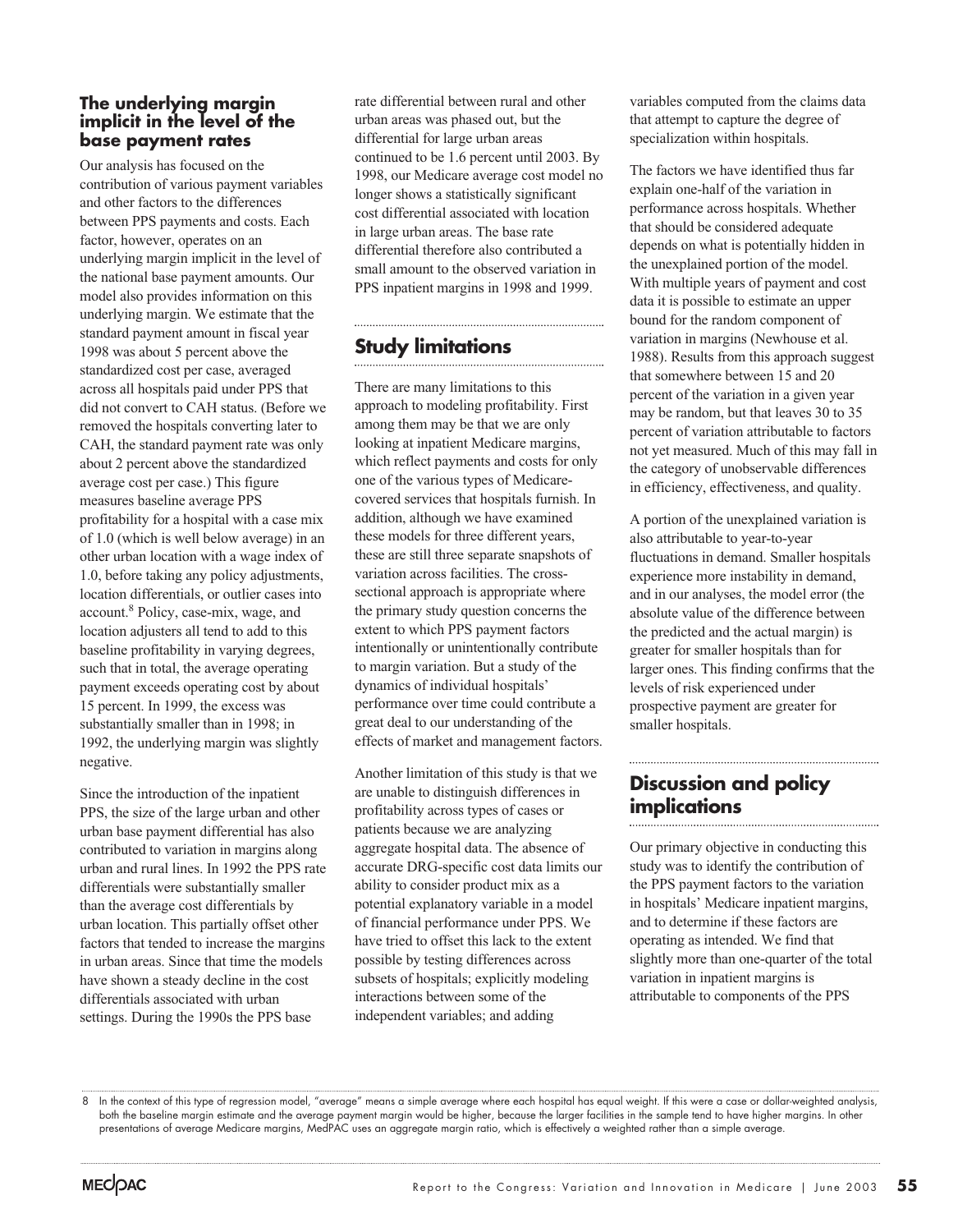### The underlying margin implicit in the level of the base payment rates

Our analysis has focused on the contribution of various payment variables and other factors to the differences between PPS payments and costs. Each factor, however, operates on an underlying margin implicit in the level of the national base payment amounts. Our model also provides information on this underlying margin. We estimate that the standard payment amount in fiscal year 1998 was about 5 percent above the standardized cost per case, averaged across all hospitals paid under PPS that did not convert to CAH status. (Before we removed the hospitals converting later to CAH, the standard payment rate was only about 2 percent above the standardized average cost per case.) This figure measures baseline average PPS profitability for a hospital with a case mix of 1.0 (which is well below average) in an other urban location with a wage index of 1.0, before taking any policy adjustments, location differentials, or outlier cases into account.[8] Policy, case-mix, wage, and location adjusters all tend to add to this baseline profitability in varying degrees, such that in total, the average operating payment exceeds operating cost by about 15 percent. In 1999, the excess was substantially smaller than in 1998; in 1992, the underlying margin was slightly negative.

Since the introduction of the inpatient PPS, the size of the large urban and other urban base payment differential has also contributed to variation in margins along urban and rural lines. In 1992 the PPS rate differentials were substantially smaller than the average cost differentials by urban location. This partially offset other factors that tended to increase the margins in urban areas. Since that time the models have shown a steady decline in the cost differentials associated with urban settings. During the 1990s the PPS base rate differential between rural and other urban areas was phased out, but the differential for large urban areas continued to be 1.6 percent until 2003. By 1998, our Medicare average cost model no longer shows a statistically significant cost differential associated with location in large urban areas. The base rate differential therefore also contributed a small amount to the observed variation in PPS inpatient margins in 1998 and 1999.

## Study limitations

There are many limitations to this approach to modeling profitability. First among them may be that we are only looking at inpatient Medicare margins, which reflect payments and costs for only one of the various types of Medicare-covered services that hospitals furnish. In addition, although we have examined these models for three different years, these are still three separate snapshots of variation across facilities. The cross-sectional approach is appropriate where the primary study question concerns the extent to which PPS payment factors intentionally or unintentionally contribute to margin variation. But a study of the dynamics of individual hospitals' performance over time could contribute a great deal to our understanding of the effects of market and management factors.

Another limitation of this study is that we are unable to distinguish differences in profitability across types of cases or patients because we are analyzing aggregate hospital data. The absence of accurate DRG-specific cost data limits our ability to consider product mix as a potential explanatory variable in a model of financial performance under PPS. We have tried to offset this lack to the extent possible by testing differences across subsets of hospitals; explicitly modeling interactions between some of the independent variables; and adding variables computed from the claims data that attempt to capture the degree of specialization within hospitals.

The factors we have identified thus far explain one-half of the variation in performance across hospitals. Whether that should be considered adequate depends on what is potentially hidden in the unexplained portion of the model. With multiple years of payment and cost data it is possible to estimate an upper bound for the random component of variation in margins (Newhouse et al. 1988). Results from this approach suggest that somewhere between 15 and 20 percent of the variation in a given year may be random, but that leaves 30 to 35 percent of variation attributable to factors not yet measured. Much of this may fall in the category of unobservable differences in efficiency, effectiveness, and quality.

A portion of the unexplained variation is also attributable to year-to-year fluctuations in demand. Smaller hospitals experience more instability in demand, and in our analyses, the model error (the absolute value of the difference between the predicted and the actual margin) is greater for smaller hospitals than for larger ones. This finding confirms that the levels of risk experienced under prospective payment are greater for smaller hospitals.

## Discussion and policy implications

Our primary objective in conducting this study was to identify the contribution of the PPS payment factors to the variation in hospitals' Medicare inpatient margins, and to determine if these factors are operating as intended. We find that slightly more than one-quarter of the total variation in inpatient margins is attributable to components of the PPS

---

8 In the context of this type of regression model, "average" means a simple average where each hospital has equal weight. If this were a case or dollar-weighted analysis, both the baseline margin estimate and the average payment margin would be higher, because the larger facilities in the sample tend to have higher margins. In other presentations of average Medicare margins, MedPAC uses an aggregate margin ratio, which is effectively a weighted rather than a simple average.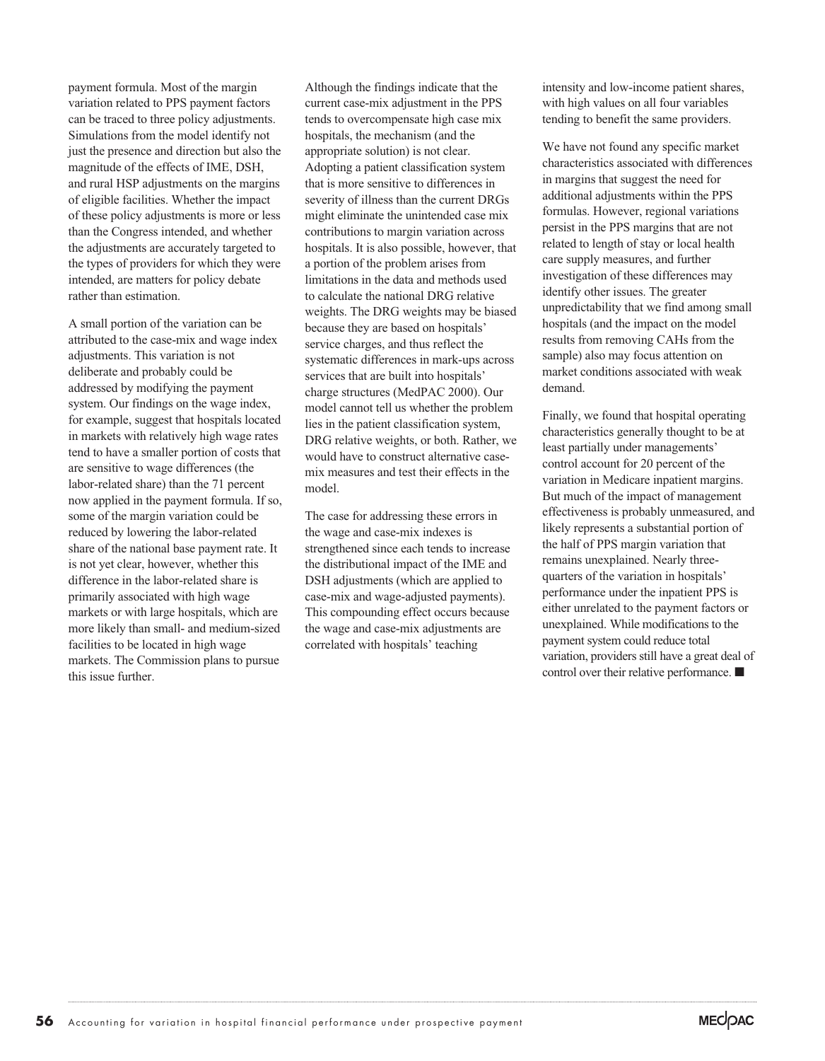payment formula. Most of the margin variation related to PPS payment factors can be traced to three policy adjustments. Simulations from the model identify not just the presence and direction but also the magnitude of the effects of IME, DSH, and rural HSP adjustments on the margins of eligible facilities. Whether the impact of these policy adjustments is more or less than the Congress intended, and whether the adjustments are accurately targeted to the types of providers for which they were intended, are matters for policy debate rather than estimation.

A small portion of the variation can be attributed to the case-mix and wage index adjustments. This variation is not deliberate and probably could be addressed by modifying the payment system. Our findings on the wage index, for example, suggest that hospitals located in markets with relatively high wage rates tend to have a smaller portion of costs that are sensitive to wage differences (the labor-related share) than the 71 percent now applied in the payment formula. If so, some of the margin variation could be reduced by lowering the labor-related share of the national base payment rate. It is not yet clear, however, whether this difference in the labor-related share is primarily associated with high wage markets or with large hospitals, which are more likely than small- and medium-sized facilities to be located in high wage markets. The Commission plans to pursue this issue further.

Although the findings indicate that the current case-mix adjustment in the PPS tends to overcompensate high case mix hospitals, the mechanism (and the appropriate solution) is not clear. Adopting a patient classification system that is more sensitive to differences in severity of illness than the current DRGs might eliminate the unintended case mix contributions to margin variation across hospitals. It is also possible, however, that a portion of the problem arises from limitations in the data and methods used to calculate the national DRG relative weights. The DRG weights may be biased because they are based on hospitals' service charges, and thus reflect the systematic differences in mark-ups across services that are built into hospitals' charge structures (MedPAC 2000). Our model cannot tell us whether the problem lies in the patient classification system, DRG relative weights, or both. Rather, we would have to construct alternative case-mix measures and test their effects in the model.

The case for addressing these errors in the wage and case-mix indexes is strengthened since each tends to increase the distributional impact of the IME and DSH adjustments (which are applied to case-mix and wage-adjusted payments). This compounding effect occurs because the wage and case-mix adjustments are correlated with hospitals' teaching intensity and low-income patient shares, with high values on all four variables tending to benefit the same providers.

We have not found any specific market characteristics associated with differences in margins that suggest the need for additional adjustments within the PPS formulas. However, regional variations persist in the PPS margins that are not related to length of stay or local health care supply measures, and further investigation of these differences may identify other issues. The greater unpredictability that we find among small hospitals (and the impact on the model results from removing CAHs from the sample) also may focus attention on market conditions associated with weak demand.

Finally, we found that hospital operating characteristics generally thought to be at least partially under managements' control account for 20 percent of the variation in Medicare inpatient margins. But much of the impact of management effectiveness is probably unmeasured, and likely represents a substantial portion of the half of PPS margin variation that remains unexplained. Nearly three-quarters of the variation in hospitals' performance under the inpatient PPS is either unrelated to the payment factors or unexplained. While modifications to the payment system could reduce total variation, providers still have a great deal of control over their relative performance. ■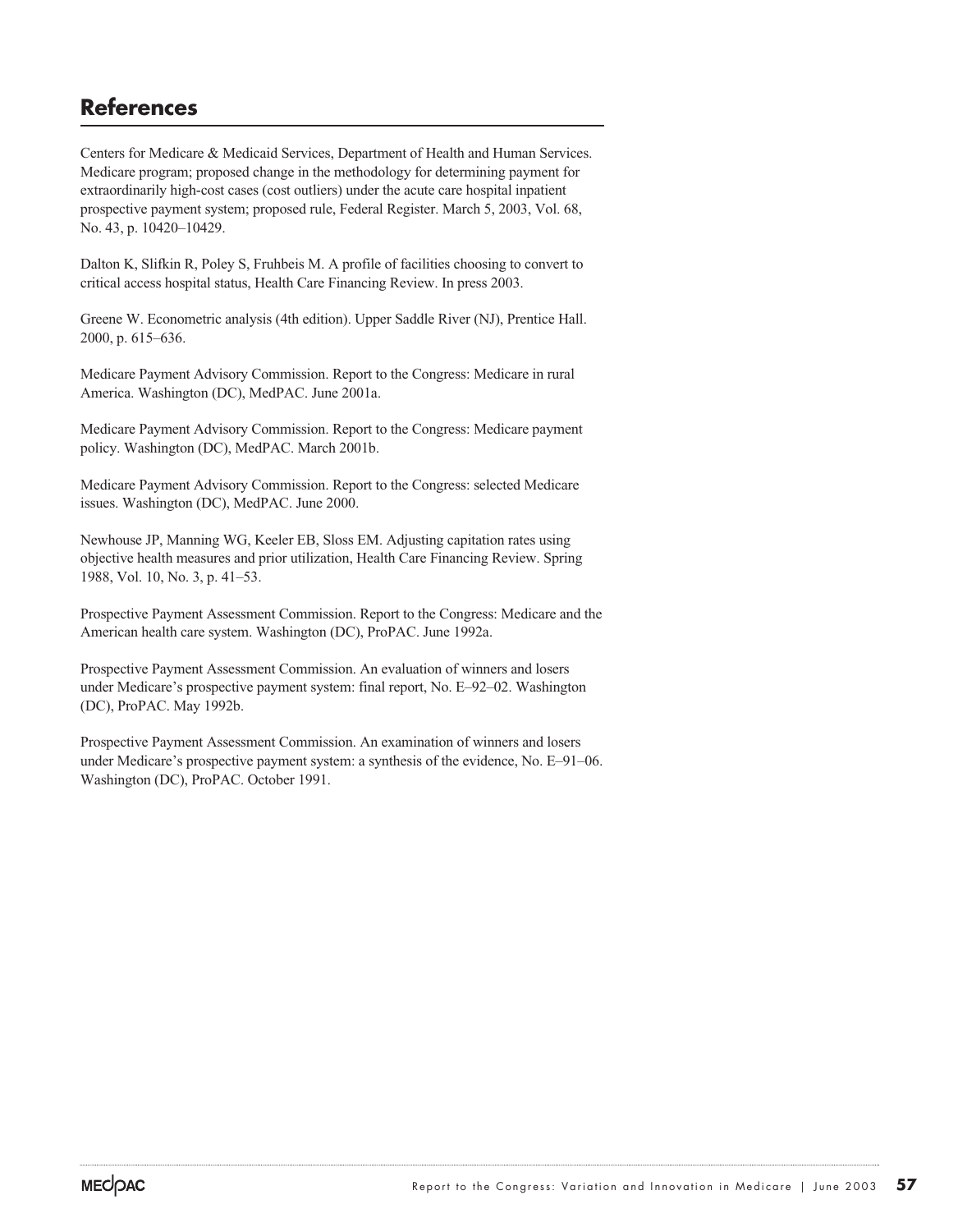## References

Centers for Medicare & Medicaid Services, Department of Health and Human Services. Medicare program; proposed change in the methodology for determining payment for extraordinarily high-cost cases (cost outliers) under the acute care hospital inpatient prospective payment system; proposed rule, Federal Register. March 5, 2003, Vol. 68, No. 43, p. 10420–10429.

Dalton K, Slifkin R, Poley S, Fruhbeis M. A profile of facilities choosing to convert to critical access hospital status, Health Care Financing Review. In press 2003.

Greene W. Econometric analysis (4th edition). Upper Saddle River (NJ), Prentice Hall. 2000, p. 615–636.

Medicare Payment Advisory Commission. Report to the Congress: Medicare in rural America. Washington (DC), MedPAC. June 2001a.

Medicare Payment Advisory Commission. Report to the Congress: Medicare payment policy. Washington (DC), MedPAC. March 2001b.

Medicare Payment Advisory Commission. Report to the Congress: selected Medicare issues. Washington (DC), MedPAC. June 2000.

Newhouse JP, Manning WG, Keeler EB, Sloss EM. Adjusting capitation rates using objective health measures and prior utilization, Health Care Financing Review. Spring 1988, Vol. 10, No. 3, p. 41–53.

Prospective Payment Assessment Commission. Report to the Congress: Medicare and the American health care system. Washington (DC), ProPAC. June 1992a.

Prospective Payment Assessment Commission. An evaluation of winners and losers under Medicare's prospective payment system: final report, No. E–92–02. Washington (DC), ProPAC. May 1992b.

Prospective Payment Assessment Commission. An examination of winners and losers under Medicare's prospective payment system: a synthesis of the evidence, No. E–91–06. Washington (DC), ProPAC. October 1991.